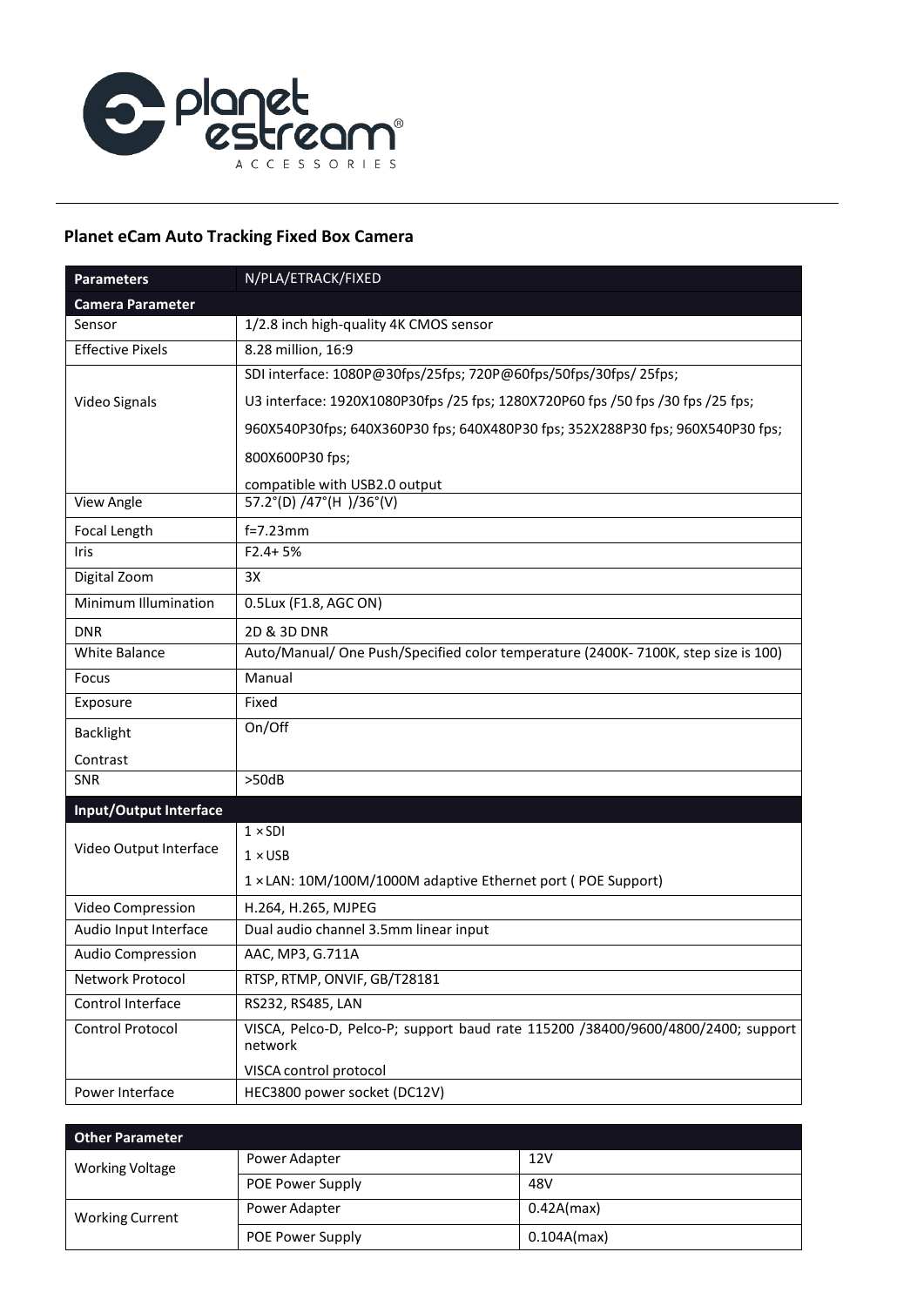## Planet eCam Auto Tracking Fixed Box Camera

| Parameters | N/PLA/ETRACK/FIXED |
|---|---|
| **Camera Parameter** | |
| Sensor | 1/2.8 inch high-quality 4K CMOS sensor |
| Effective Pixels | 8.28 million, 16:9 |
| Video Signals | SDI interface: 1080P@30fps/25fps; 720P@60fps/50fps/30fps/ 25fps;<br>U3 interface: 1920X1080P30fps /25 fps; 1280X720P60 fps /50 fps /30 fps /25 fps;<br>960X540P30fps; 640X360P30 fps; 640X480P30 fps; 352X288P30 fps; 960X540P30 fps;<br>800X600P30 fps;<br>compatible with USB2.0 output |
| View Angle | 57.2°(D) /47°(H )/36°(V) |
| Focal Length | f=7.23mm |
| Iris | F2.4+ 5% |
| Digital Zoom | 3X |
| Minimum Illumination | 0.5Lux (F1.8, AGC ON) |
| DNR | 2D & 3D DNR |
| White Balance | Auto/Manual/ One Push/Specified color temperature (2400K- 7100K, step size is 100) |
| Focus | Manual |
| Exposure | Fixed |
| Backlight<br>Contrast | On/Off |
| SNR | >50dB |
| **Input/Output Interface** | |
| Video Output Interface | 1 × SDI<br>1 × USB<br>1 × LAN: 10M/100M/1000M adaptive Ethernet port ( POE Support) |
| Video Compression | H.264, H.265, MJPEG |
| Audio Input Interface | Dual audio channel 3.5mm linear input |
| Audio Compression | AAC, MP3, G.711A |
| Network Protocol | RTSP, RTMP, ONVIF, GB/T28181 |
| Control Interface | RS232, RS485, LAN |
| Control Protocol | VISCA, Pelco-D, Pelco-P; support baud rate 115200 /38400/9600/4800/2400; support network<br>VISCA control protocol |
| Power Interface | HEC3800 power socket (DC12V) |

| Other Parameter | | |
|---|---|---|
| Working Voltage | Power Adapter | 12V |
| | POE Power Supply | 48V |
| Working Current | Power Adapter | 0.42A(max) |
| | POE Power Supply | 0.104A(max) |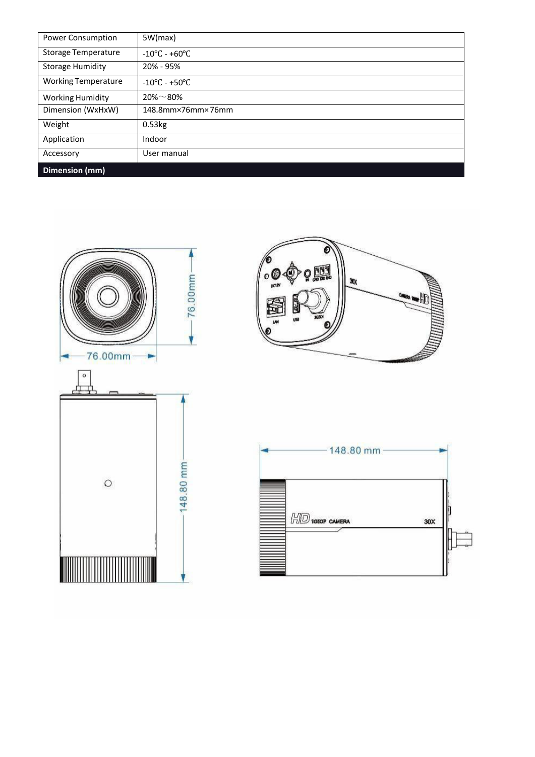| | |
|---|---|
| Power Consumption | 5W(max) |
| Storage Temperature | -10℃ - +60℃ |
| Storage Humidity | 20% - 95% |
| Working Temperature | -10℃ - +50℃ |
| Working Humidity | 20%～80% |
| Dimension (WxHxW) | 148.8mm×76mm×76mm |
| Weight | 0.53kg |
| Application | Indoor |
| Accessory | User manual |

**Dimension (mm)**

76.00mm

76.00mm

148.80 mm

148.80 mm